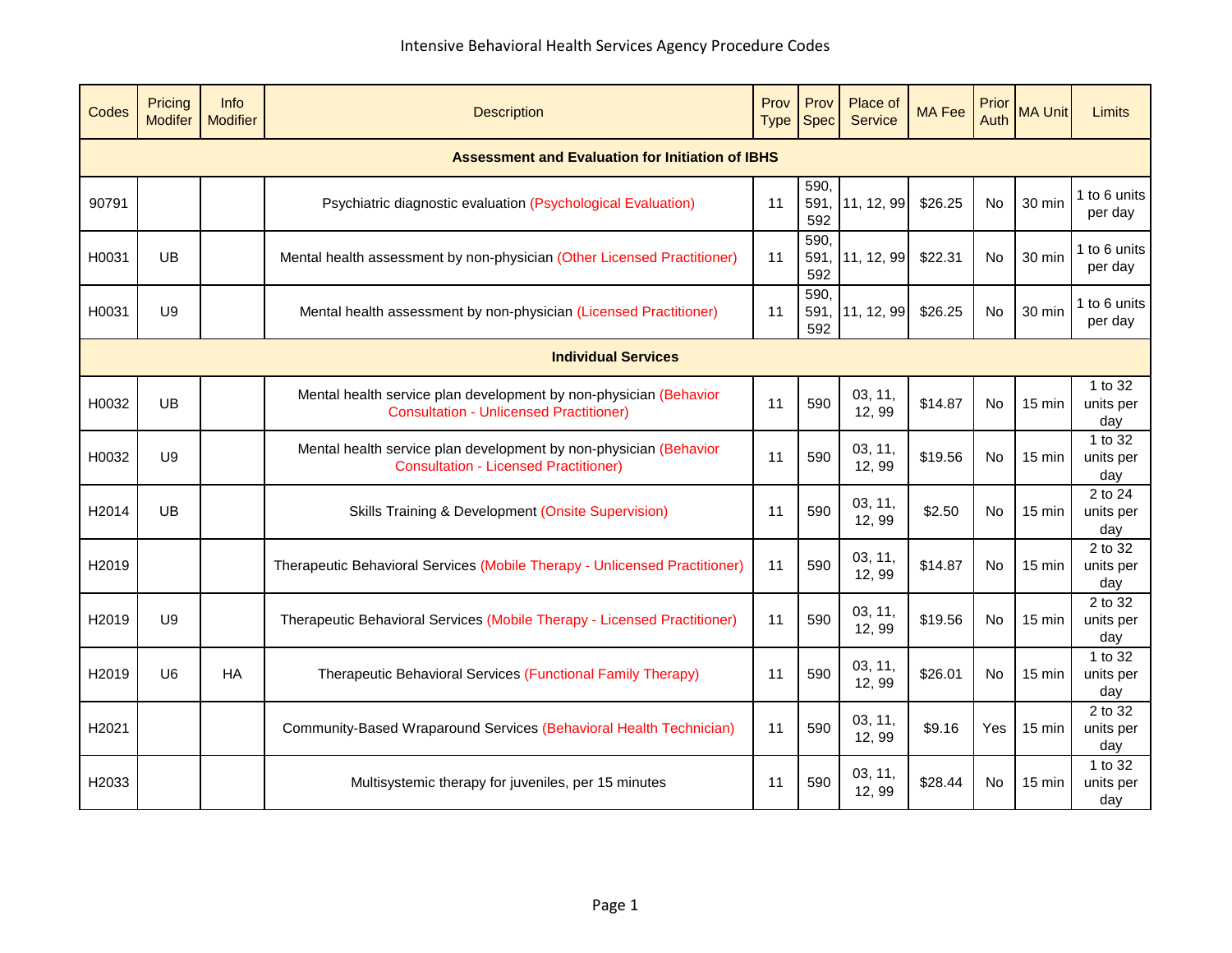# Intensive Behavioral Health Services Agency Procedure Codes

| Codes | Pricing Modifer | Info Modifier | Description | Prov Type | Prov Spec | Place of Service | MA Fee | Prior Auth | MA Unit | Limits |
|---|---|---|---|---|---|---|---|---|---|---|
| **Assessment and Evaluation for Initiation of IBHS** | | | | | | | | | | |
| 90791 | | | Psychiatric diagnostic evaluation (Psychological Evaluation) | 11 | 590, 591, 592 | 11, 12, 99 | $26.25 | No | 30 min | 1 to 6 units per day |
| H0031 | UB | | Mental health assessment by non-physician (Other Licensed Practitioner) | 11 | 590, 591, 592 | 11, 12, 99 | $22.31 | No | 30 min | 1 to 6 units per day |
| H0031 | U9 | | Mental health assessment by non-physician (Licensed Practitioner) | 11 | 590, 591, 592 | 11, 12, 99 | $26.25 | No | 30 min | 1 to 6 units per day |
| **Individual Services** | | | | | | | | | | |
| H0032 | UB | | Mental health service plan development by non-physician (Behavior Consultation - Unlicensed Practitioner) | 11 | 590 | 03, 11, 12, 99 | $14.87 | No | 15 min | 1 to 32 units per day |
| H0032 | U9 | | Mental health service plan development by non-physician (Behavior Consultation - Licensed Practitioner) | 11 | 590 | 03, 11, 12, 99 | $19.56 | No | 15 min | 1 to 32 units per day |
| H2014 | UB | | Skills Training & Development (Onsite Supervision) | 11 | 590 | 03, 11, 12, 99 | $2.50 | No | 15 min | 2 to 24 units per day |
| H2019 | | | Therapeutic Behavioral Services (Mobile Therapy - Unlicensed Practitioner) | 11 | 590 | 03, 11, 12, 99 | $14.87 | No | 15 min | 2 to 32 units per day |
| H2019 | U9 | | Therapeutic Behavioral Services (Mobile Therapy - Licensed Practitioner) | 11 | 590 | 03, 11, 12, 99 | $19.56 | No | 15 min | 2 to 32 units per day |
| H2019 | U6 | HA | Therapeutic Behavioral Services (Functional Family Therapy) | 11 | 590 | 03, 11, 12, 99 | $26.01 | No | 15 min | 1 to 32 units per day |
| H2021 | | | Community-Based Wraparound Services (Behavioral Health Technician) | 11 | 590 | 03, 11, 12, 99 | $9.16 | Yes | 15 min | 2 to 32 units per day |
| H2033 | | | Multisystemic therapy for juveniles, per 15 minutes | 11 | 590 | 03, 11, 12, 99 | $28.44 | No | 15 min | 1 to 32 units per day |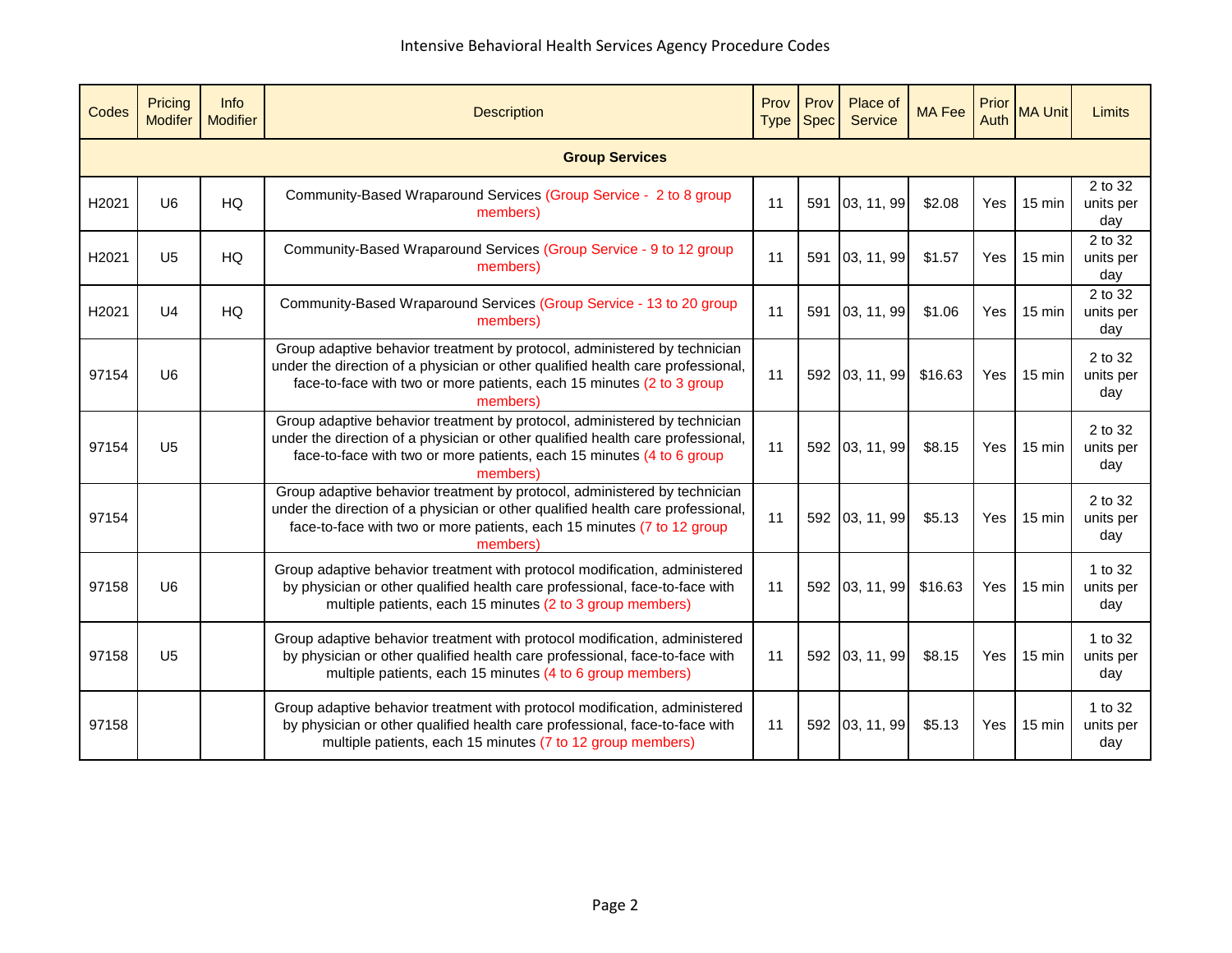Intensive Behavioral Health Services Agency Procedure Codes

| Codes | Pricing Modifer | Info Modifier | Description | Prov Type | Prov Spec | Place of Service | MA Fee | Prior Auth | MA Unit | Limits |
|---|---|---|---|---|---|---|---|---|---|---|
| **Group Services** | | | | | | | | | | |
| H2021 | U6 | HQ | Community-Based Wraparound Services (Group Service - 2 to 8 group members) | 11 | 591 | 03, 11, 99 | $2.08 | Yes | 15 min | 2 to 32 units per day |
| H2021 | U5 | HQ | Community-Based Wraparound Services (Group Service - 9 to 12 group members) | 11 | 591 | 03, 11, 99 | $1.57 | Yes | 15 min | 2 to 32 units per day |
| H2021 | U4 | HQ | Community-Based Wraparound Services (Group Service - 13 to 20 group members) | 11 | 591 | 03, 11, 99 | $1.06 | Yes | 15 min | 2 to 32 units per day |
| 97154 | U6 | | Group adaptive behavior treatment by protocol, administered by technician under the direction of a physician or other qualified health care professional, face-to-face with two or more patients, each 15 minutes (2 to 3 group members) | 11 | 592 | 03, 11, 99 | $16.63 | Yes | 15 min | 2 to 32 units per day |
| 97154 | U5 | | Group adaptive behavior treatment by protocol, administered by technician under the direction of a physician or other qualified health care professional, face-to-face with two or more patients, each 15 minutes (4 to 6 group members) | 11 | 592 | 03, 11, 99 | $8.15 | Yes | 15 min | 2 to 32 units per day |
| 97154 | | | Group adaptive behavior treatment by protocol, administered by technician under the direction of a physician or other qualified health care professional, face-to-face with two or more patients, each 15 minutes (7 to 12 group members) | 11 | 592 | 03, 11, 99 | $5.13 | Yes | 15 min | 2 to 32 units per day |
| 97158 | U6 | | Group adaptive behavior treatment with protocol modification, administered by physician or other qualified health care professional, face-to-face with multiple patients, each 15 minutes (2 to 3 group members) | 11 | 592 | 03, 11, 99 | $16.63 | Yes | 15 min | 1 to 32 units per day |
| 97158 | U5 | | Group adaptive behavior treatment with protocol modification, administered by physician or other qualified health care professional, face-to-face with multiple patients, each 15 minutes (4 to 6 group members) | 11 | 592 | 03, 11, 99 | $8.15 | Yes | 15 min | 1 to 32 units per day |
| 97158 | | | Group adaptive behavior treatment with protocol modification, administered by physician or other qualified health care professional, face-to-face with multiple patients, each 15 minutes (7 to 12 group members) | 11 | 592 | 03, 11, 99 | $5.13 | Yes | 15 min | 1 to 32 units per day |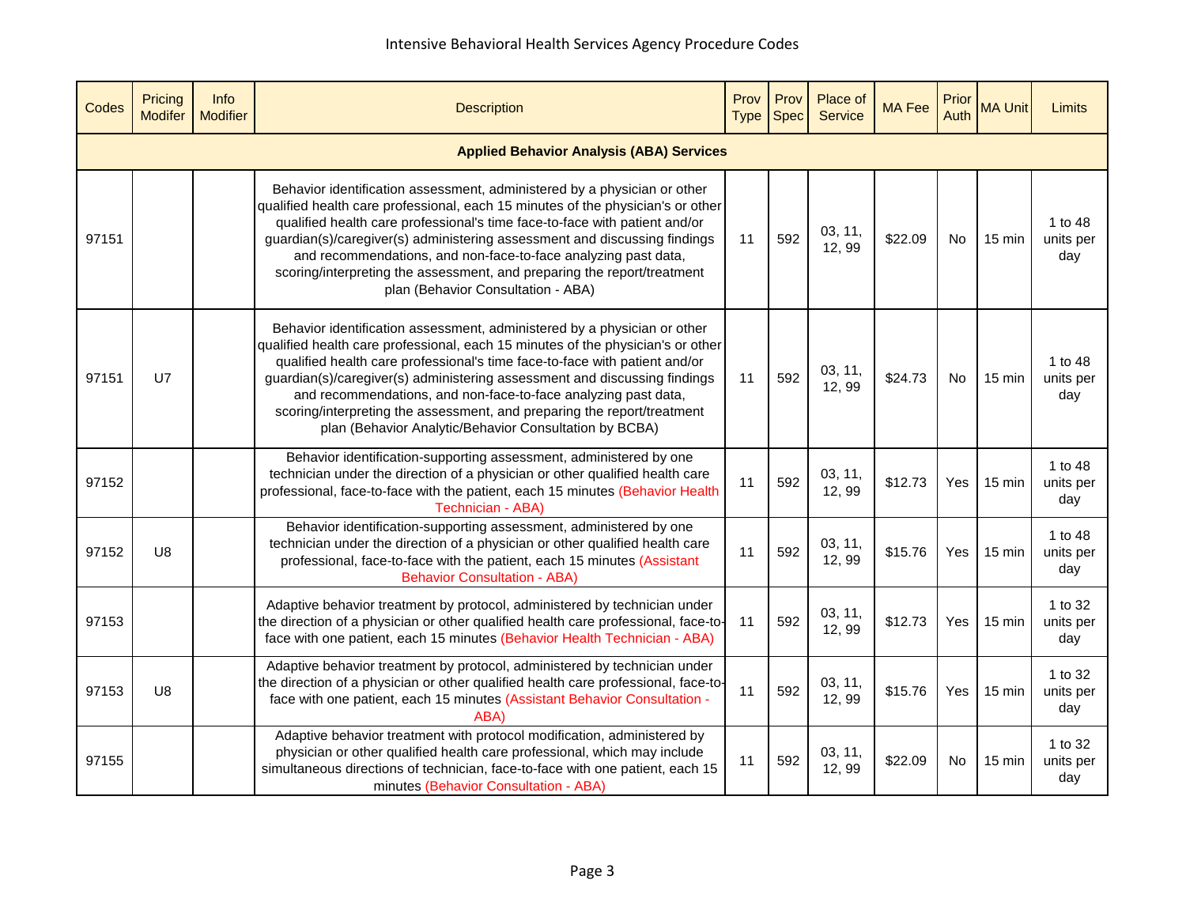# Intensive Behavioral Health Services Agency Procedure Codes

| Codes | Pricing Modifer | Info Modifier | Description | Prov Type | Prov Spec | Place of Service | MA Fee | Prior Auth | MA Unit | Limits |
|---|---|---|---|---|---|---|---|---|---|---|
| **Applied Behavior Analysis (ABA) Services** | | | | | | | | | | |
| 97151 | | | Behavior identification assessment, administered by a physician or other qualified health care professional, each 15 minutes of the physician's or other qualified health care professional's time face-to-face with patient and/or guardian(s)/caregiver(s) administering assessment and discussing findings and recommendations, and non-face-to-face analyzing past data, scoring/interpreting the assessment, and preparing the report/treatment plan (Behavior Consultation - ABA) | 11 | 592 | 03, 11, 12, 99 | $22.09 | No | 15 min | 1 to 48 units per day |
| 97151 | U7 | | Behavior identification assessment, administered by a physician or other qualified health care professional, each 15 minutes of the physician's or other qualified health care professional's time face-to-face with patient and/or guardian(s)/caregiver(s) administering assessment and discussing findings and recommendations, and non-face-to-face analyzing past data, scoring/interpreting the assessment, and preparing the report/treatment plan (Behavior Analytic/Behavior Consultation by BCBA) | 11 | 592 | 03, 11, 12, 99 | $24.73 | No | 15 min | 1 to 48 units per day |
| 97152 | | | Behavior identification-supporting assessment, administered by one technician under the direction of a physician or other qualified health care professional, face-to-face with the patient, each 15 minutes (Behavior Health Technician - ABA) | 11 | 592 | 03, 11, 12, 99 | $12.73 | Yes | 15 min | 1 to 48 units per day |
| 97152 | U8 | | Behavior identification-supporting assessment, administered by one technician under the direction of a physician or other qualified health care professional, face-to-face with the patient, each 15 minutes (Assistant Behavior Consultation - ABA) | 11 | 592 | 03, 11, 12, 99 | $15.76 | Yes | 15 min | 1 to 48 units per day |
| 97153 | | | Adaptive behavior treatment by protocol, administered by technician under the direction of a physician or other qualified health care professional, face-to-face with one patient, each 15 minutes (Behavior Health Technician - ABA) | 11 | 592 | 03, 11, 12, 99 | $12.73 | Yes | 15 min | 1 to 32 units per day |
| 97153 | U8 | | Adaptive behavior treatment by protocol, administered by technician under the direction of a physician or other qualified health care professional, face-to-face with one patient, each 15 minutes (Assistant Behavior Consultation - ABA) | 11 | 592 | 03, 11, 12, 99 | $15.76 | Yes | 15 min | 1 to 32 units per day |
| 97155 | | | Adaptive behavior treatment with protocol modification, administered by physician or other qualified health care professional, which may include simultaneous directions of technician, face-to-face with one patient, each 15 minutes (Behavior Consultation - ABA) | 11 | 592 | 03, 11, 12, 99 | $22.09 | No | 15 min | 1 to 32 units per day |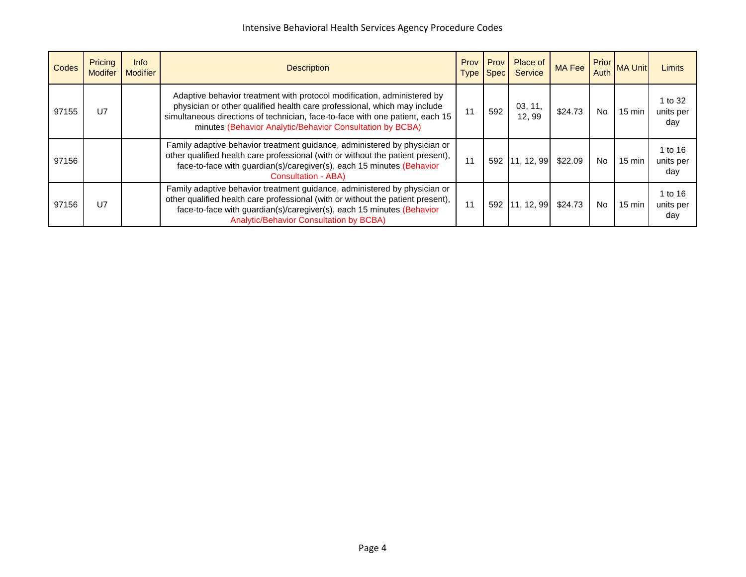Intensive Behavioral Health Services Agency Procedure Codes

| Codes | Pricing Modifer | Info Modifier | Description | Prov Type | Prov Spec | Place of Service | MA Fee | Prior Auth | MA Unit | Limits |
|---|---|---|---|---|---|---|---|---|---|---|
| 97155 | U7 | | Adaptive behavior treatment with protocol modification, administered by physician or other qualified health care professional, which may include simultaneous directions of technician, face-to-face with one patient, each 15 minutes (Behavior Analytic/Behavior Consultation by BCBA) | 11 | 592 | 03, 11, 12, 99 | $24.73 | No | 15 min | 1 to 32 units per day |
| 97156 | | | Family adaptive behavior treatment guidance, administered by physician or other qualified health care professional (with or without the patient present), face-to-face with guardian(s)/caregiver(s), each 15 minutes (Behavior Consultation - ABA) | 11 | 592 | 11, 12, 99 | $22.09 | No | 15 min | 1 to 16 units per day |
| 97156 | U7 | | Family adaptive behavior treatment guidance, administered by physician or other qualified health care professional (with or without the patient present), face-to-face with guardian(s)/caregiver(s), each 15 minutes (Behavior Analytic/Behavior Consultation by BCBA) | 11 | 592 | 11, 12, 99 | $24.73 | No | 15 min | 1 to 16 units per day |